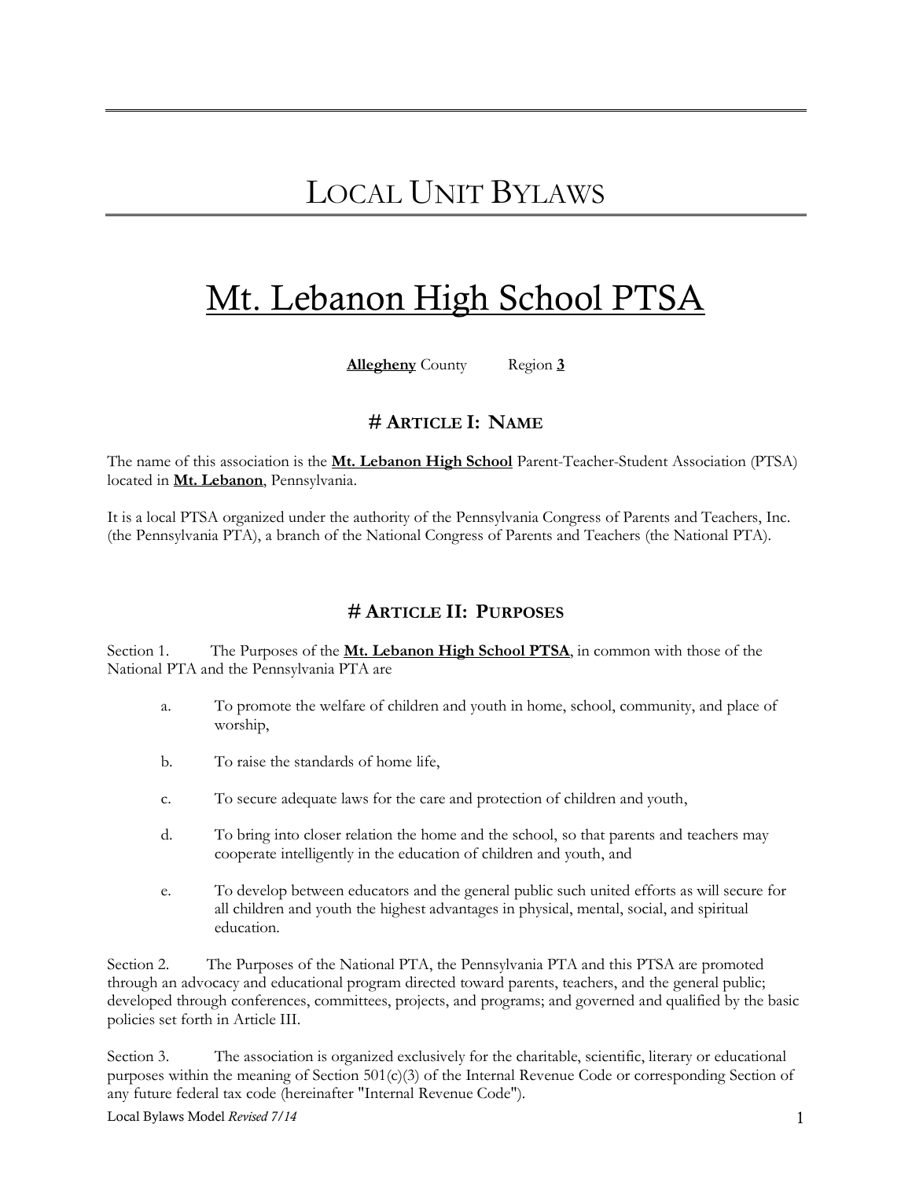# LOCAL UNIT BYLAWS

# Mt. Lebanon High School PTSA

**Allegheny** County Region **3**

## # ARTICLE I: NAME

The name of this association is the **Mt. Lebanon High School** Parent-Teacher-Student Association (PTSA) located in **Mt. Lebanon**, Pennsylvania.

It is a local PTSA organized under the authority of the Pennsylvania Congress of Parents and Teachers, Inc. (the Pennsylvania PTA), a branch of the National Congress of Parents and Teachers (the National PTA).

## # ARTICLE II: PURPOSES

Section 1. The Purposes of the **Mt. Lebanon High School PTSA**, in common with those of the National PTA and the Pennsylvania PTA are

- a. To promote the welfare of children and youth in home, school, community, and place of worship,
- b. To raise the standards of home life,
- c. To secure adequate laws for the care and protection of children and youth,
- d. To bring into closer relation the home and the school, so that parents and teachers may cooperate intelligently in the education of children and youth, and
- e. To develop between educators and the general public such united efforts as will secure for all children and youth the highest advantages in physical, mental, social, and spiritual education.

Section 2. The Purposes of the National PTA, the Pennsylvania PTA and this PTSA are promoted through an advocacy and educational program directed toward parents, teachers, and the general public; developed through conferences, committees, projects, and programs; and governed and qualified by the basic policies set forth in Article III.

Section 3. The association is organized exclusively for the charitable, scientific, literary or educational purposes within the meaning of Section 501(c)(3) of the Internal Revenue Code or corresponding Section of any future federal tax code (hereinafter "Internal Revenue Code").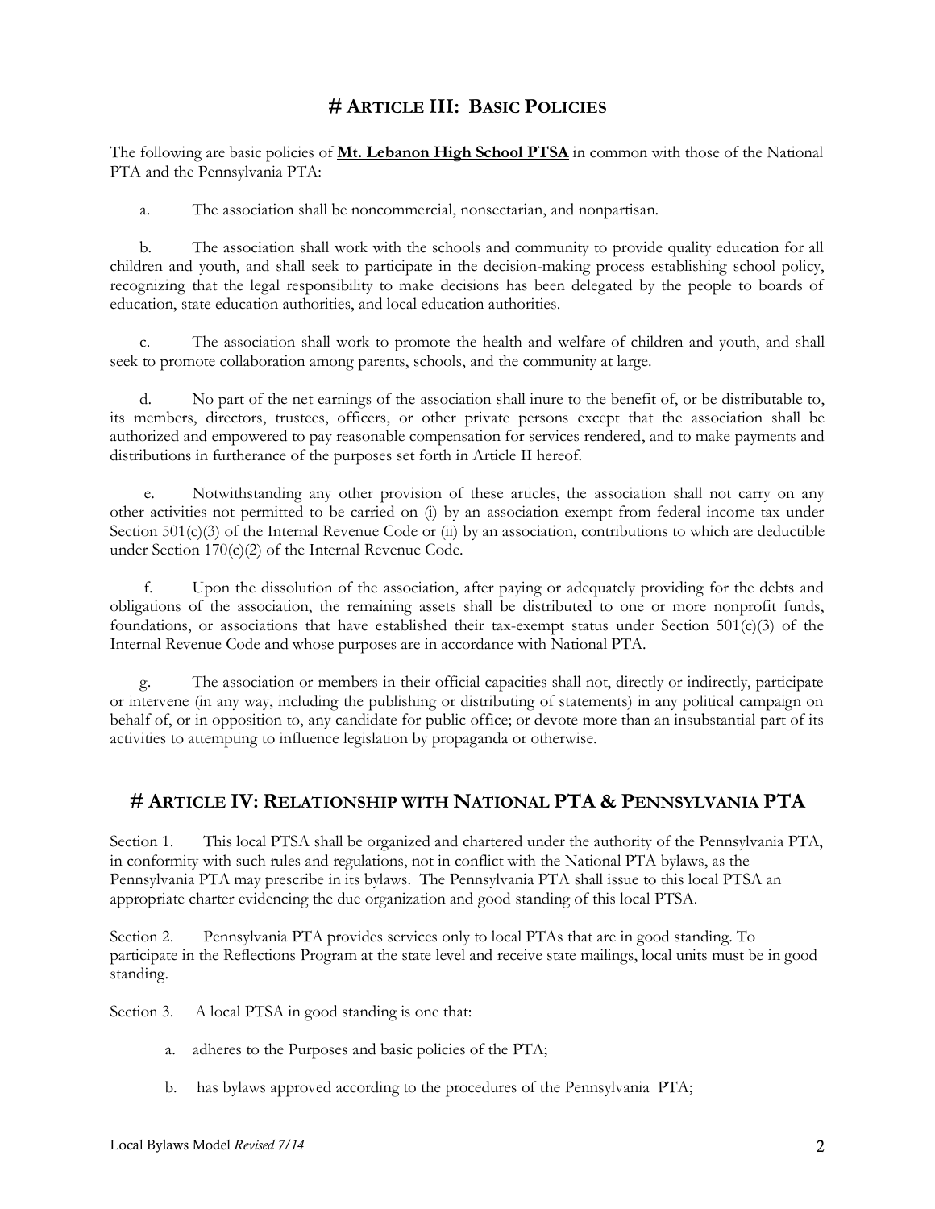# ARTICLE III: BASIC POLICIES

The following are basic policies of **Mt. Lebanon High School PTSA** in common with those of the National PTA and the Pennsylvania PTA:

a. The association shall be noncommercial, nonsectarian, and nonpartisan.

b. The association shall work with the schools and community to provide quality education for all children and youth, and shall seek to participate in the decision-making process establishing school policy, recognizing that the legal responsibility to make decisions has been delegated by the people to boards of education, state education authorities, and local education authorities.

c. The association shall work to promote the health and welfare of children and youth, and shall seek to promote collaboration among parents, schools, and the community at large.

d. No part of the net earnings of the association shall inure to the benefit of, or be distributable to, its members, directors, trustees, officers, or other private persons except that the association shall be authorized and empowered to pay reasonable compensation for services rendered, and to make payments and distributions in furtherance of the purposes set forth in Article II hereof.

e. Notwithstanding any other provision of these articles, the association shall not carry on any other activities not permitted to be carried on (i) by an association exempt from federal income tax under Section 501(c)(3) of the Internal Revenue Code or (ii) by an association, contributions to which are deductible under Section 170(c)(2) of the Internal Revenue Code.

f. Upon the dissolution of the association, after paying or adequately providing for the debts and obligations of the association, the remaining assets shall be distributed to one or more nonprofit funds, foundations, or associations that have established their tax-exempt status under Section 501(c)(3) of the Internal Revenue Code and whose purposes are in accordance with National PTA.

g. The association or members in their official capacities shall not, directly or indirectly, participate or intervene (in any way, including the publishing or distributing of statements) in any political campaign on behalf of, or in opposition to, any candidate for public office; or devote more than an insubstantial part of its activities to attempting to influence legislation by propaganda or otherwise.

# ARTICLE IV: RELATIONSHIP WITH NATIONAL PTA & PENNSYLVANIA PTA

Section 1. This local PTSA shall be organized and chartered under the authority of the Pennsylvania PTA, in conformity with such rules and regulations, not in conflict with the National PTA bylaws, as the Pennsylvania PTA may prescribe in its bylaws. The Pennsylvania PTA shall issue to this local PTSA an appropriate charter evidencing the due organization and good standing of this local PTSA.

Section 2. Pennsylvania PTA provides services only to local PTAs that are in good standing. To participate in the Reflections Program at the state level and receive state mailings, local units must be in good standing.

Section 3. A local PTSA in good standing is one that:

a. adheres to the Purposes and basic policies of the PTA;

b. has bylaws approved according to the procedures of the Pennsylvania PTA;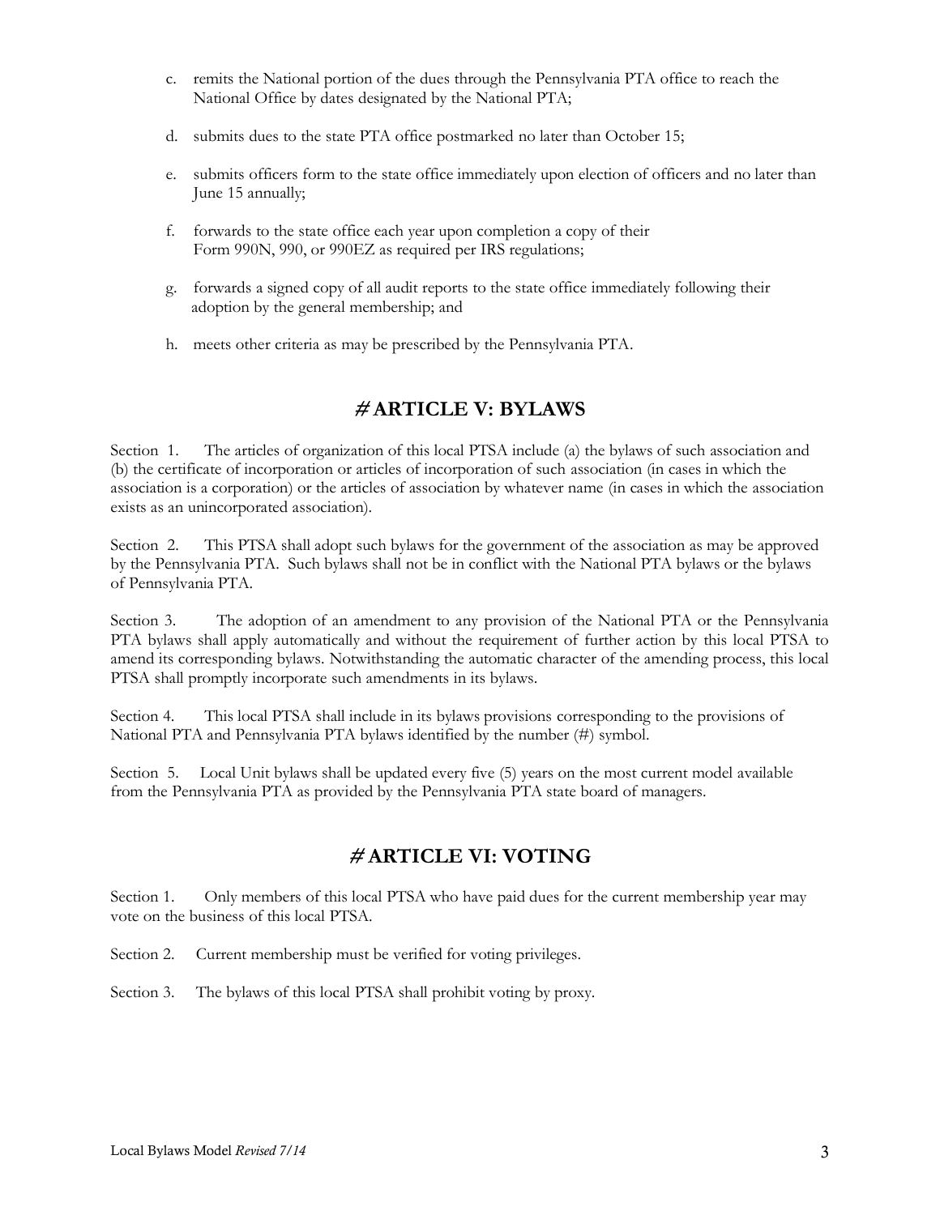c. remits the National portion of the dues through the Pennsylvania PTA office to reach the National Office by dates designated by the National PTA;

d. submits dues to the state PTA office postmarked no later than October 15;

e. submits officers form to the state office immediately upon election of officers and no later than June 15 annually;

f. forwards to the state office each year upon completion a copy of their Form 990N, 990, or 990EZ as required per IRS regulations;

g. forwards a signed copy of all audit reports to the state office immediately following their adoption by the general membership; and

h. meets other criteria as may be prescribed by the Pennsylvania PTA.

## # ARTICLE V: BYLAWS

Section 1. The articles of organization of this local PTSA include (a) the bylaws of such association and (b) the certificate of incorporation or articles of incorporation of such association (in cases in which the association is a corporation) or the articles of association by whatever name (in cases in which the association exists as an unincorporated association).

Section 2. This PTSA shall adopt such bylaws for the government of the association as may be approved by the Pennsylvania PTA. Such bylaws shall not be in conflict with the National PTA bylaws or the bylaws of Pennsylvania PTA.

Section 3. The adoption of an amendment to any provision of the National PTA or the Pennsylvania PTA bylaws shall apply automatically and without the requirement of further action by this local PTSA to amend its corresponding bylaws. Notwithstanding the automatic character of the amending process, this local PTSA shall promptly incorporate such amendments in its bylaws.

Section 4. This local PTSA shall include in its bylaws provisions corresponding to the provisions of National PTA and Pennsylvania PTA bylaws identified by the number (#) symbol.

Section 5. Local Unit bylaws shall be updated every five (5) years on the most current model available from the Pennsylvania PTA as provided by the Pennsylvania PTA state board of managers.

## # ARTICLE VI: VOTING

Section 1. Only members of this local PTSA who have paid dues for the current membership year may vote on the business of this local PTSA.

Section 2. Current membership must be verified for voting privileges.

Section 3. The bylaws of this local PTSA shall prohibit voting by proxy.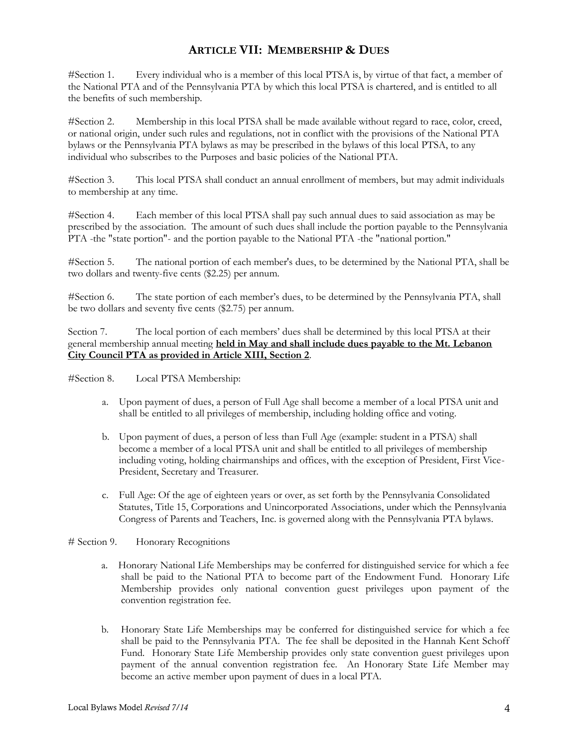## ARTICLE VII: MEMBERSHIP & DUES

#Section 1. Every individual who is a member of this local PTSA is, by virtue of that fact, a member of the National PTA and of the Pennsylvania PTA by which this local PTSA is chartered, and is entitled to all the benefits of such membership.

#Section 2. Membership in this local PTSA shall be made available without regard to race, color, creed, or national origin, under such rules and regulations, not in conflict with the provisions of the National PTA bylaws or the Pennsylvania PTA bylaws as may be prescribed in the bylaws of this local PTSA, to any individual who subscribes to the Purposes and basic policies of the National PTA.

#Section 3. This local PTSA shall conduct an annual enrollment of members, but may admit individuals to membership at any time.

#Section 4. Each member of this local PTSA shall pay such annual dues to said association as may be prescribed by the association. The amount of such dues shall include the portion payable to the Pennsylvania PTA -the "state portion"- and the portion payable to the National PTA -the "national portion."

#Section 5. The national portion of each member's dues, to be determined by the National PTA, shall be two dollars and twenty-five cents ($2.25) per annum.

#Section 6. The state portion of each member's dues, to be determined by the Pennsylvania PTA, shall be two dollars and seventy five cents ($2.75) per annum.

Section 7. The local portion of each members' dues shall be determined by this local PTSA at their general membership annual meeting **held in May and shall include dues payable to the Mt. Lebanon City Council PTA as provided in Article XIII, Section 2**.

#Section 8. Local PTSA Membership:

a. Upon payment of dues, a person of Full Age shall become a member of a local PTSA unit and shall be entitled to all privileges of membership, including holding office and voting.

b. Upon payment of dues, a person of less than Full Age (example: student in a PTSA) shall become a member of a local PTSA unit and shall be entitled to all privileges of membership including voting, holding chairmanships and offices, with the exception of President, First Vice-President, Secretary and Treasurer.

c. Full Age: Of the age of eighteen years or over, as set forth by the Pennsylvania Consolidated Statutes, Title 15, Corporations and Unincorporated Associations, under which the Pennsylvania Congress of Parents and Teachers, Inc. is governed along with the Pennsylvania PTA bylaws.

# Section 9. Honorary Recognitions

a. Honorary National Life Memberships may be conferred for distinguished service for which a fee shall be paid to the National PTA to become part of the Endowment Fund. Honorary Life Membership provides only national convention guest privileges upon payment of the convention registration fee.

b. Honorary State Life Memberships may be conferred for distinguished service for which a fee shall be paid to the Pennsylvania PTA. The fee shall be deposited in the Hannah Kent Schoff Fund. Honorary State Life Membership provides only state convention guest privileges upon payment of the annual convention registration fee. An Honorary State Life Member may become an active member upon payment of dues in a local PTA.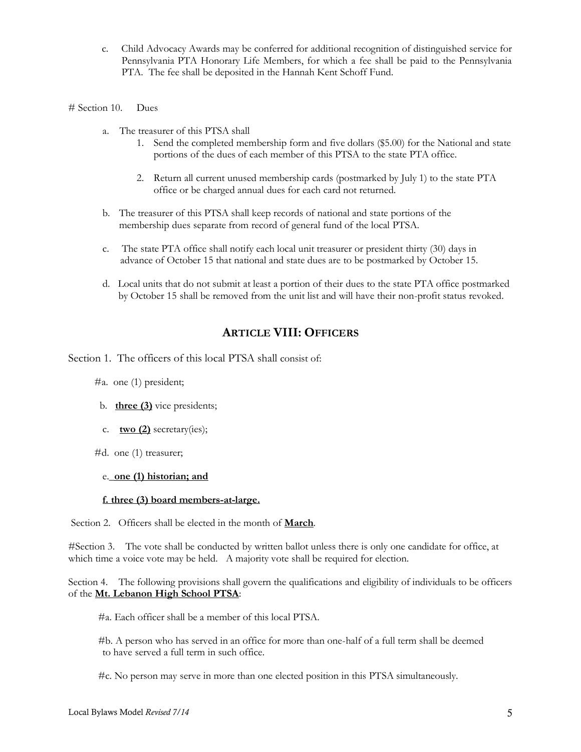c. Child Advocacy Awards may be conferred for additional recognition of distinguished service for Pennsylvania PTA Honorary Life Members, for which a fee shall be paid to the Pennsylvania PTA. The fee shall be deposited in the Hannah Kent Schoff Fund.

# Section 10. Dues

a. The treasurer of this PTSA shall

1. Send the completed membership form and five dollars ($5.00) for the National and state portions of the dues of each member of this PTSA to the state PTA office.

2. Return all current unused membership cards (postmarked by July 1) to the state PTA office or be charged annual dues for each card not returned.

b. The treasurer of this PTSA shall keep records of national and state portions of the membership dues separate from record of general fund of the local PTSA.

c. The state PTA office shall notify each local unit treasurer or president thirty (30) days in advance of October 15 that national and state dues are to be postmarked by October 15.

d. Local units that do not submit at least a portion of their dues to the state PTA office postmarked by October 15 shall be removed from the unit list and will have their non-profit status revoked.

## ARTICLE VIII: OFFICERS

Section 1. The officers of this local PTSA shall consist of:

#a. one (1) president;

b. **three (3)** vice presidents;

c. **two (2)** secretary(ies);

#d. one (1) treasurer;

e. **one (1) historian; and**

**f. three (3) board members-at-large.**

Section 2. Officers shall be elected in the month of **March**.

#Section 3. The vote shall be conducted by written ballot unless there is only one candidate for office, at which time a voice vote may be held. A majority vote shall be required for election.

Section 4. The following provisions shall govern the qualifications and eligibility of individuals to be officers of the **Mt. Lebanon High School PTSA**:

#a. Each officer shall be a member of this local PTSA.

#b. A person who has served in an office for more than one-half of a full term shall be deemed to have served a full term in such office.

#c. No person may serve in more than one elected position in this PTSA simultaneously.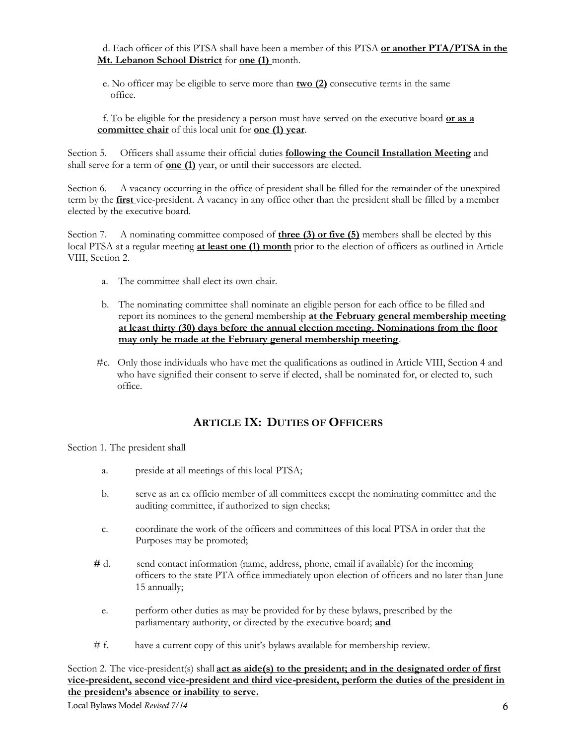d. Each officer of this PTSA shall have been a member of this PTSA **or another PTA/PTSA in the Mt. Lebanon School District** for **one (1)** month.

e. No officer may be eligible to serve more than **two (2)** consecutive terms in the same office.

f. To be eligible for the presidency a person must have served on the executive board **or as a committee chair** of this local unit for **one (1) year**.

Section 5. Officers shall assume their official duties **following the Council Installation Meeting** and shall serve for a term of **one (1)** year, or until their successors are elected.

Section 6. A vacancy occurring in the office of president shall be filled for the remainder of the unexpired term by the **first** vice-president. A vacancy in any office other than the president shall be filled by a member elected by the executive board.

Section 7. A nominating committee composed of **three (3) or five (5)** members shall be elected by this local PTSA at a regular meeting **at least one (1) month** prior to the election of officers as outlined in Article VIII, Section 2.

a. The committee shall elect its own chair.

b. The nominating committee shall nominate an eligible person for each office to be filled and report its nominees to the general membership **at the February general membership meeting at least thirty (30) days before the annual election meeting. Nominations from the floor may only be made at the February general membership meeting**.

#c. Only those individuals who have met the qualifications as outlined in Article VIII, Section 4 and who have signified their consent to serve if elected, shall be nominated for, or elected to, such office.

## ARTICLE IX: DUTIES OF OFFICERS

Section 1. The president shall

a. preside at all meetings of this local PTSA;

b. serve as an ex officio member of all committees except the nominating committee and the auditing committee, if authorized to sign checks;

c. coordinate the work of the officers and committees of this local PTSA in order that the Purposes may be promoted;

# d. send contact information (name, address, phone, email if available) for the incoming officers to the state PTA office immediately upon election of officers and no later than June 15 annually;

e. perform other duties as may be provided for by these bylaws, prescribed by the parliamentary authority, or directed by the executive board; **and**

# f. have a current copy of this unit's bylaws available for membership review.

Section 2. The vice-president(s) shall **act as aide(s) to the president; and in the designated order of first vice-president, second vice-president and third vice-president, perform the duties of the president in the president's absence or inability to serve.**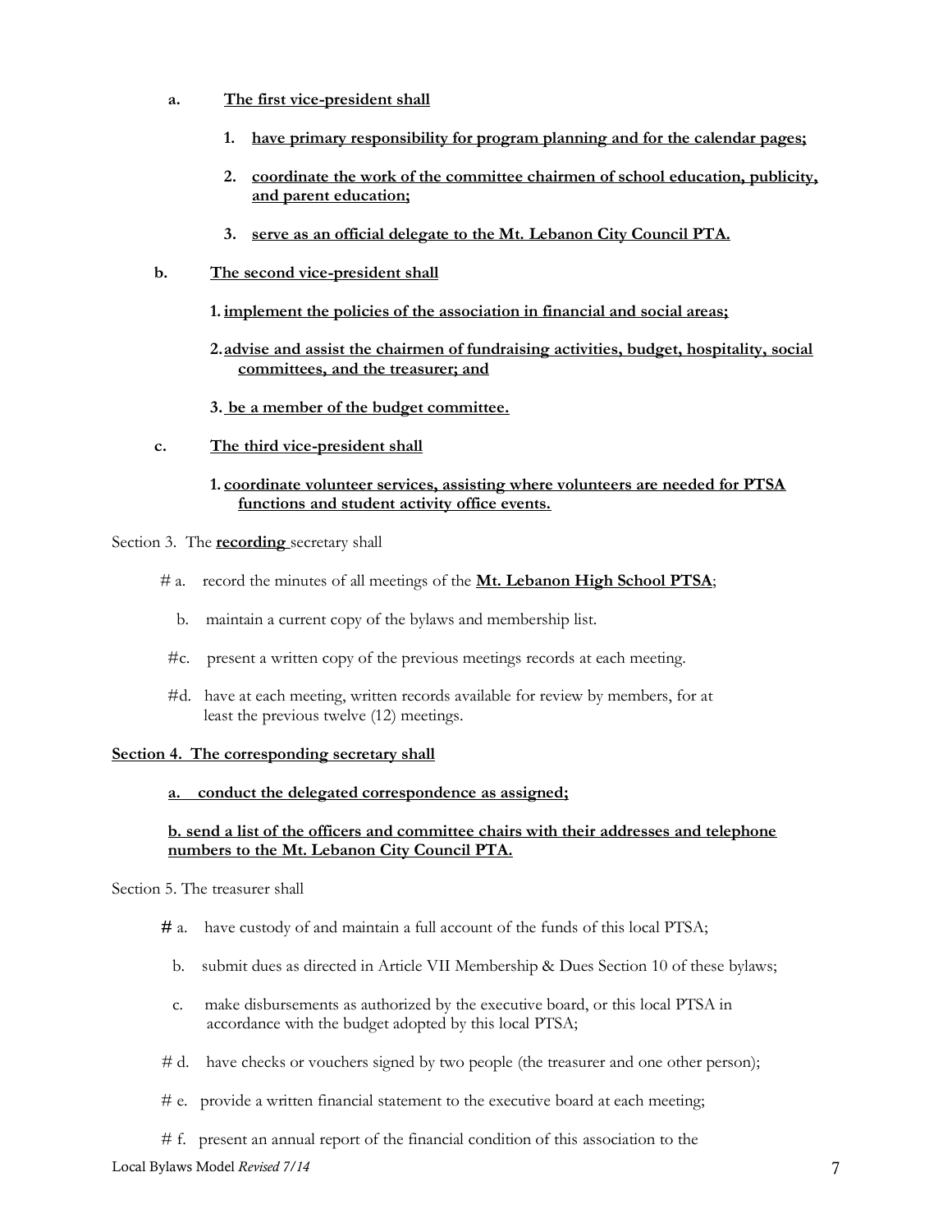a. **<u>The first vice-president shall</u>**

1. **<u>have primary responsibility for program planning and for the calendar pages;</u>**
2. **<u>coordinate the work of the committee chairmen of school education, publicity, and parent education;</u>**
3. **<u>serve as an official delegate to the Mt. Lebanon City Council PTA.</u>**

b. **<u>The second vice-president shall</u>**

1. **<u>implement the policies of the association in financial and social areas;</u>**
2. **<u>advise and assist the chairmen of fundraising activities, budget, hospitality, social committees, and the treasurer; and</u>**
3. **<u>be a member of the budget committee.</u>**

c. **<u>The third vice-president shall</u>**

1. **<u>coordinate volunteer services, assisting where volunteers are needed for PTSA functions and student activity office events.</u>**

Section 3. The **<u>recording</u>** secretary shall

# a. record the minutes of all meetings of the **<u>Mt. Lebanon High School PTSA</u>**;

b. maintain a current copy of the bylaws and membership list.

#c. present a written copy of the previous meetings records at each meeting.

#d. have at each meeting, written records available for review by members, for at least the previous twelve (12) meetings.

**<u>Section 4. The corresponding secretary shall</u>**

**<u>a. conduct the delegated correspondence as assigned;</u>**

**<u>b. send a list of the officers and committee chairs with their addresses and telephone numbers to the Mt. Lebanon City Council PTA.</u>**

Section 5. The treasurer shall

**#** a. have custody of and maintain a full account of the funds of this local PTSA;

b. submit dues as directed in Article VII Membership & Dues Section 10 of these bylaws;

c. make disbursements as authorized by the executive board, or this local PTSA in accordance with the budget adopted by this local PTSA;

# d. have checks or vouchers signed by two people (the treasurer and one other person);

# e. provide a written financial statement to the executive board at each meeting;

# f. present an annual report of the financial condition of this association to the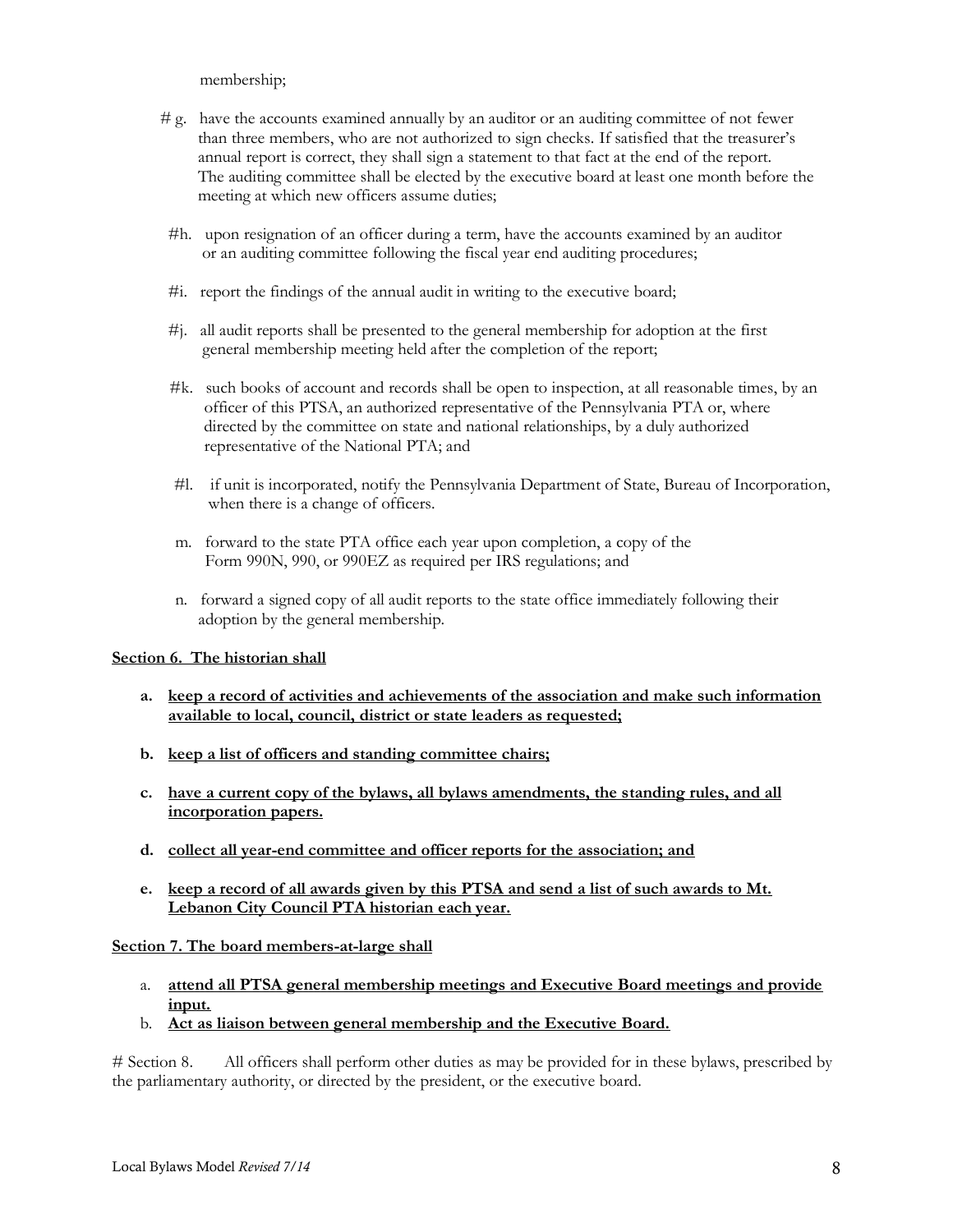membership;

# g. have the accounts examined annually by an auditor or an auditing committee of not fewer than three members, who are not authorized to sign checks. If satisfied that the treasurer's annual report is correct, they shall sign a statement to that fact at the end of the report. The auditing committee shall be elected by the executive board at least one month before the meeting at which new officers assume duties;

#h. upon resignation of an officer during a term, have the accounts examined by an auditor or an auditing committee following the fiscal year end auditing procedures;

#i. report the findings of the annual audit in writing to the executive board;

#j. all audit reports shall be presented to the general membership for adoption at the first general membership meeting held after the completion of the report;

#k. such books of account and records shall be open to inspection, at all reasonable times, by an officer of this PTSA, an authorized representative of the Pennsylvania PTA or, where directed by the committee on state and national relationships, by a duly authorized representative of the National PTA; and

#l. if unit is incorporated, notify the Pennsylvania Department of State, Bureau of Incorporation, when there is a change of officers.

m. forward to the state PTA office each year upon completion, a copy of the Form 990N, 990, or 990EZ as required per IRS regulations; and

n. forward a signed copy of all audit reports to the state office immediately following their adoption by the general membership.

<u>**Section 6. The historian shall**</u>

a. <u>**keep a record of activities and achievements of the association and make such information available to local, council, district or state leaders as requested;**</u>

b. <u>**keep a list of officers and standing committee chairs;**</u>

c. <u>**have a current copy of the bylaws, all bylaws amendments, the standing rules, and all incorporation papers.**</u>

d. <u>**collect all year-end committee and officer reports for the association; and**</u>

e. <u>**keep a record of all awards given by this PTSA and send a list of such awards to Mt. Lebanon City Council PTA historian each year.**</u>

<u>**Section 7. The board members-at-large shall**</u>

a. <u>**attend all PTSA general membership meetings and Executive Board meetings and provide input.**</u>
b. <u>**Act as liaison between general membership and the Executive Board.**</u>

# Section 8. All officers shall perform other duties as may be provided for in these bylaws, prescribed by the parliamentary authority, or directed by the president, or the executive board.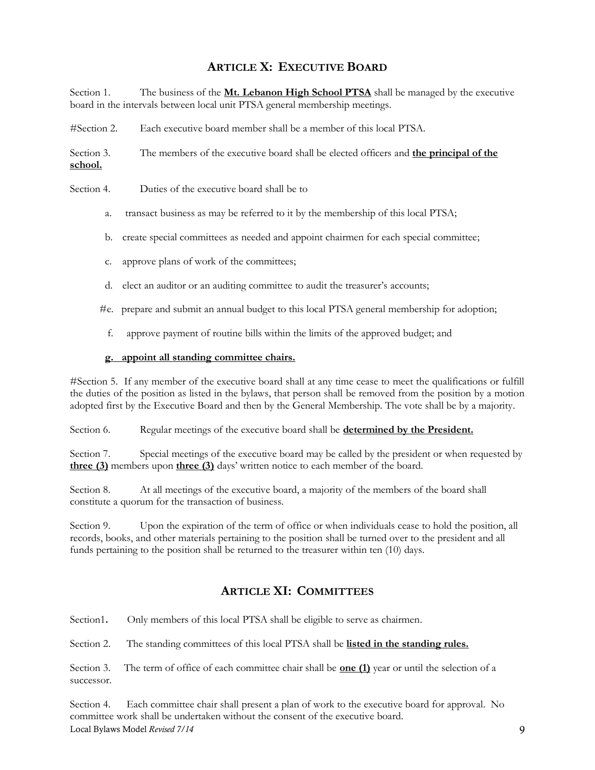## ARTICLE X: EXECUTIVE BOARD

Section 1. The business of the **Mt. Lebanon High School PTSA** shall be managed by the executive board in the intervals between local unit PTSA general membership meetings.

#Section 2. Each executive board member shall be a member of this local PTSA.

Section 3. The members of the executive board shall be elected officers and **the principal of the school.**

Section 4. Duties of the executive board shall be to

a. transact business as may be referred to it by the membership of this local PTSA;

b. create special committees as needed and appoint chairmen for each special committee;

c. approve plans of work of the committees;

d. elect an auditor or an auditing committee to audit the treasurer's accounts;

#e. prepare and submit an annual budget to this local PTSA general membership for adoption;

f. approve payment of routine bills within the limits of the approved budget; and

**g. appoint all standing committee chairs.**

#Section 5. If any member of the executive board shall at any time cease to meet the qualifications or fulfill the duties of the position as listed in the bylaws, that person shall be removed from the position by a motion adopted first by the Executive Board and then by the General Membership. The vote shall be by a majority.

Section 6. Regular meetings of the executive board shall be **determined by the President.**

Section 7. Special meetings of the executive board may be called by the president or when requested by **three (3)** members upon **three (3)** days' written notice to each member of the board.

Section 8. At all meetings of the executive board, a majority of the members of the board shall constitute a quorum for the transaction of business.

Section 9. Upon the expiration of the term of office or when individuals cease to hold the position, all records, books, and other materials pertaining to the position shall be turned over to the president and all funds pertaining to the position shall be returned to the treasurer within ten (10) days.

## ARTICLE XI: COMMITTEES

Section1. Only members of this local PTSA shall be eligible to serve as chairmen.

Section 2. The standing committees of this local PTSA shall be **listed in the standing rules.**

Section 3. The term of office of each committee chair shall be **one (1)** year or until the selection of a successor.

Section 4. Each committee chair shall present a plan of work to the executive board for approval. No committee work shall be undertaken without the consent of the executive board.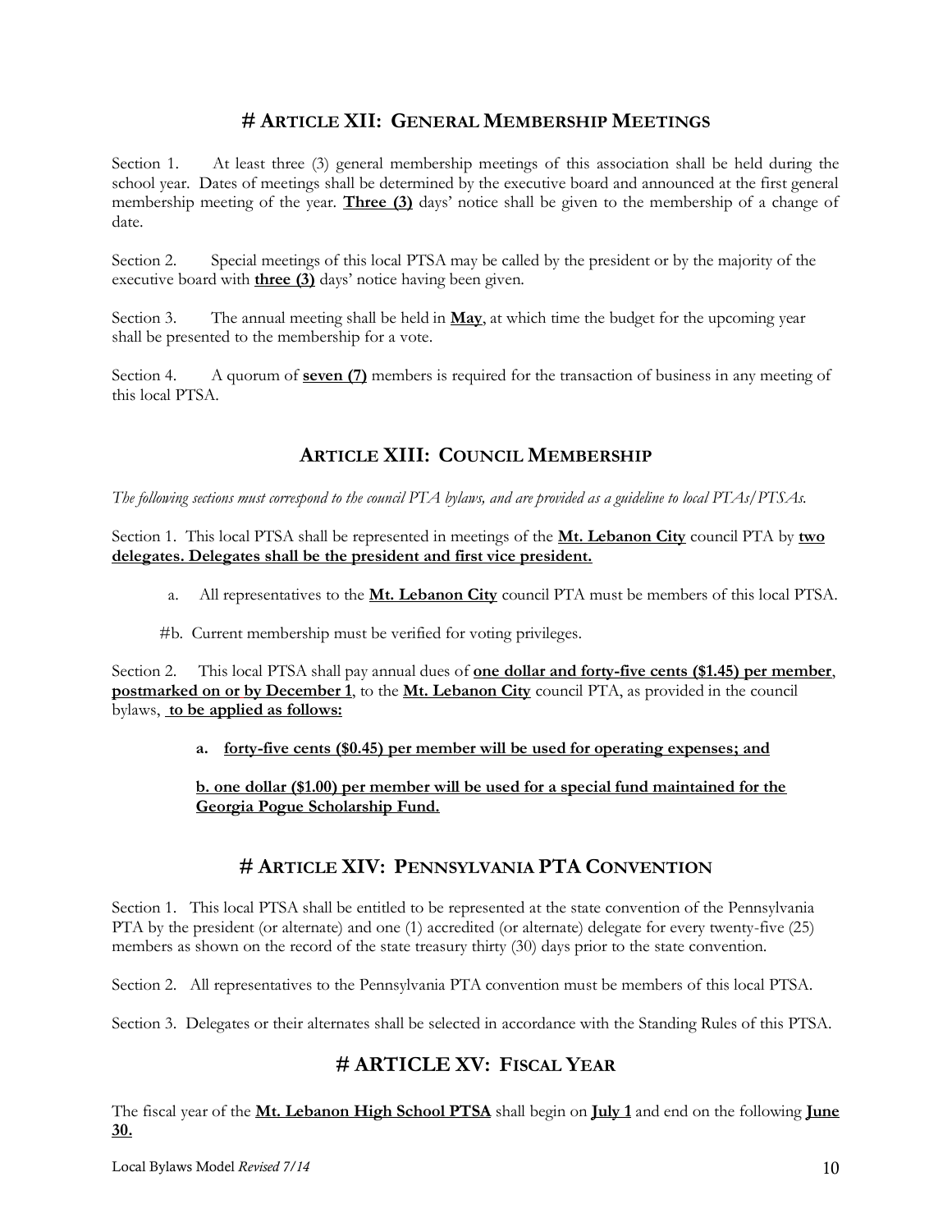## # ARTICLE XII: GENERAL MEMBERSHIP MEETINGS

Section 1. At least three (3) general membership meetings of this association shall be held during the school year. Dates of meetings shall be determined by the executive board and announced at the first general membership meeting of the year. **Three (3)** days' notice shall be given to the membership of a change of date.

Section 2. Special meetings of this local PTSA may be called by the president or by the majority of the executive board with **three (3)** days' notice having been given.

Section 3. The annual meeting shall be held in **May**, at which time the budget for the upcoming year shall be presented to the membership for a vote.

Section 4. A quorum of **seven (7)** members is required for the transaction of business in any meeting of this local PTSA.

## ARTICLE XIII: COUNCIL MEMBERSHIP

*The following sections must correspond to the council PTA bylaws, and are provided as a guideline to local PTAs/PTSAs.*

Section 1. This local PTSA shall be represented in meetings of the **Mt. Lebanon City** council PTA by **two delegates. Delegates shall be the president and first vice president.**

a. All representatives to the **Mt. Lebanon City** council PTA must be members of this local PTSA.

#b. Current membership must be verified for voting privileges.

Section 2. This local PTSA shall pay annual dues of **one dollar and forty-five cents ($1.45) per member**, **postmarked on or by December 1**, to the **Mt. Lebanon City** council PTA, as provided in the council bylaws, **to be applied as follows:**

**a. forty-five cents ($0.45) per member will be used for operating expenses; and**

**b. one dollar ($1.00) per member will be used for a special fund maintained for the Georgia Pogue Scholarship Fund.**

## # ARTICLE XIV: PENNSYLVANIA PTA CONVENTION

Section 1. This local PTSA shall be entitled to be represented at the state convention of the Pennsylvania PTA by the president (or alternate) and one (1) accredited (or alternate) delegate for every twenty-five (25) members as shown on the record of the state treasury thirty (30) days prior to the state convention.

Section 2. All representatives to the Pennsylvania PTA convention must be members of this local PTSA.

Section 3. Delegates or their alternates shall be selected in accordance with the Standing Rules of this PTSA.

## # ARTICLE XV: FISCAL YEAR

The fiscal year of the **Mt. Lebanon High School PTSA** shall begin on **July 1** and end on the following **June 30.**

Local Bylaws Model *Revised 7/14*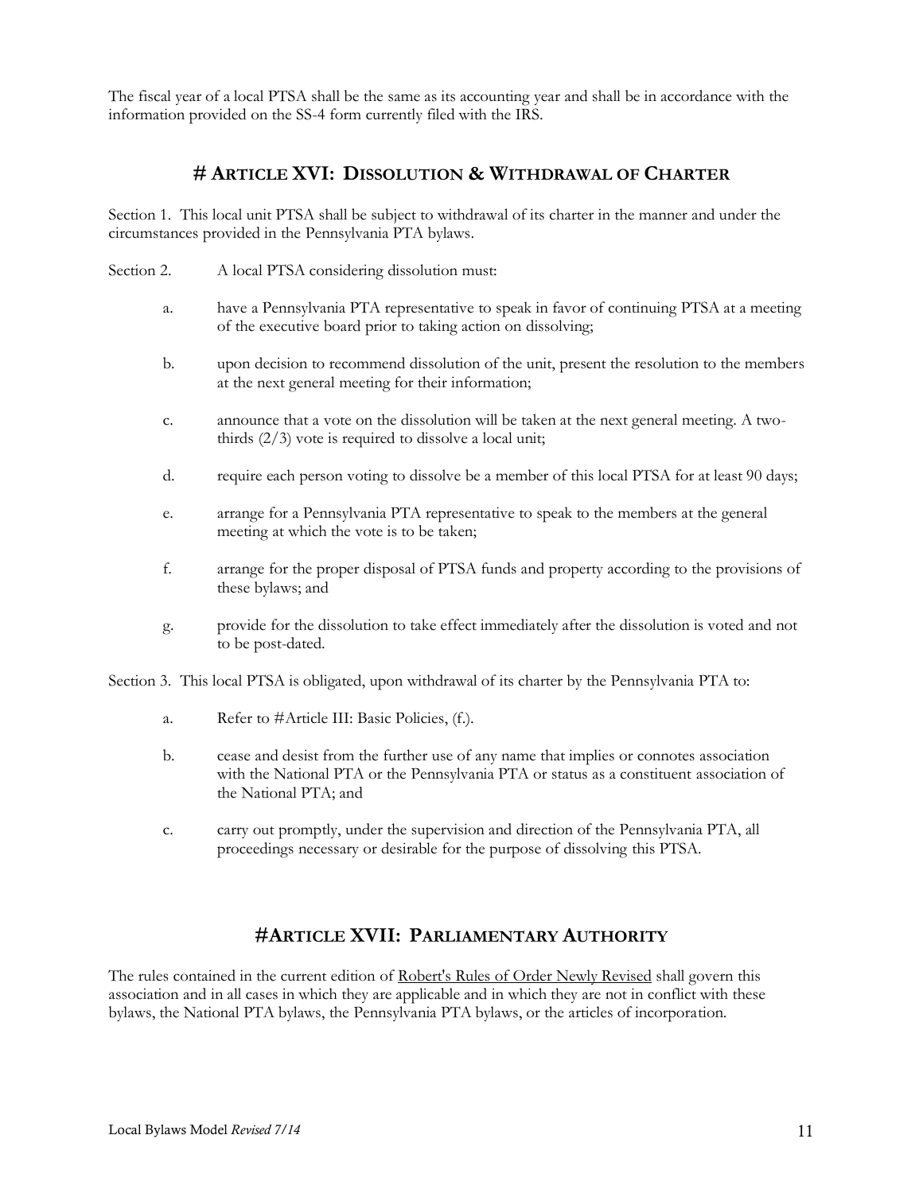The fiscal year of a local PTSA shall be the same as its accounting year and shall be in accordance with the information provided on the SS-4 form currently filed with the IRS.

## # Article XVI: Dissolution & Withdrawal of Charter

Section 1. This local unit PTSA shall be subject to withdrawal of its charter in the manner and under the circumstances provided in the Pennsylvania PTA bylaws.

Section 2. A local PTSA considering dissolution must:

a. have a Pennsylvania PTA representative to speak in favor of continuing PTSA at a meeting of the executive board prior to taking action on dissolving;

b. upon decision to recommend dissolution of the unit, present the resolution to the members at the next general meeting for their information;

c. announce that a vote on the dissolution will be taken at the next general meeting. A two-thirds (2/3) vote is required to dissolve a local unit;

d. require each person voting to dissolve be a member of this local PTSA for at least 90 days;

e. arrange for a Pennsylvania PTA representative to speak to the members at the general meeting at which the vote is to be taken;

f. arrange for the proper disposal of PTSA funds and property according to the provisions of these bylaws; and

g. provide for the dissolution to take effect immediately after the dissolution is voted and not to be post-dated.

Section 3. This local PTSA is obligated, upon withdrawal of its charter by the Pennsylvania PTA to:

a. Refer to #Article III: Basic Policies, (f.).

b. cease and desist from the further use of any name that implies or connotes association with the National PTA or the Pennsylvania PTA or status as a constituent association of the National PTA; and

c. carry out promptly, under the supervision and direction of the Pennsylvania PTA, all proceedings necessary or desirable for the purpose of dissolving this PTSA.

## #Article XVII: Parliamentary Authority

The rules contained in the current edition of Robert's Rules of Order Newly Revised shall govern this association and in all cases in which they are applicable and in which they are not in conflict with these bylaws, the National PTA bylaws, the Pennsylvania PTA bylaws, or the articles of incorporation.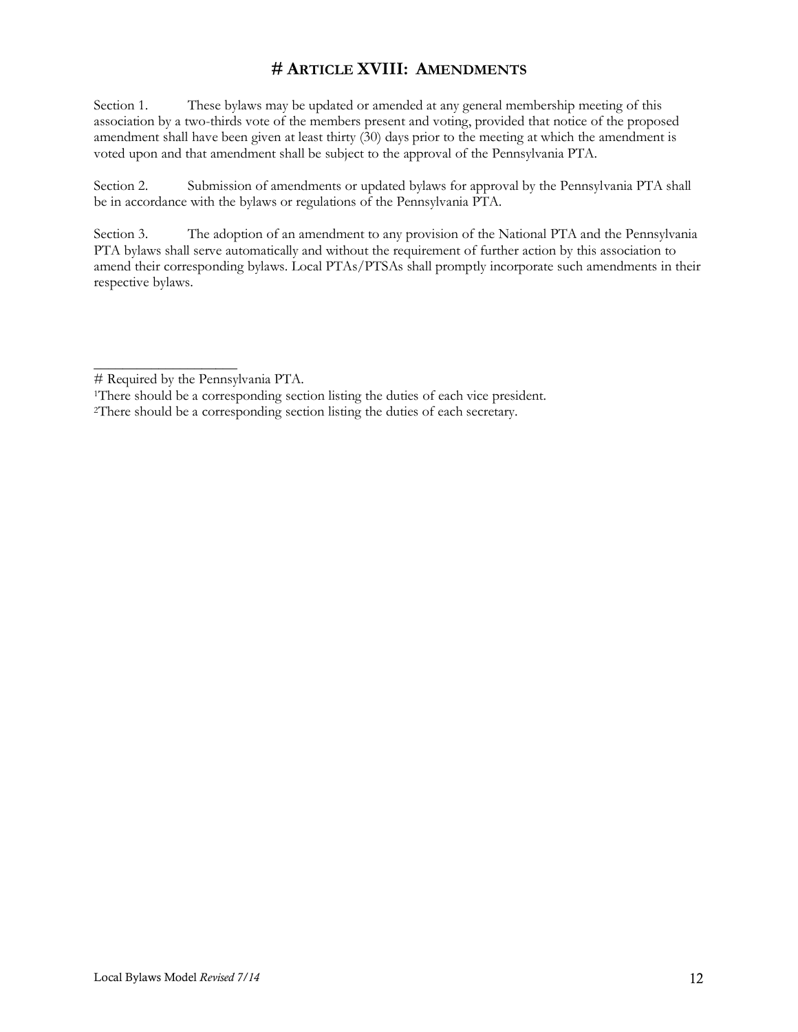# # ARTICLE XVIII: AMENDMENTS

Section 1. These bylaws may be updated or amended at any general membership meeting of this association by a two-thirds vote of the members present and voting, provided that notice of the proposed amendment shall have been given at least thirty (30) days prior to the meeting at which the amendment is voted upon and that amendment shall be subject to the approval of the Pennsylvania PTA.

Section 2. Submission of amendments or updated bylaws for approval by the Pennsylvania PTA shall be in accordance with the bylaws or regulations of the Pennsylvania PTA.

Section 3. The adoption of an amendment to any provision of the National PTA and the Pennsylvania PTA bylaws shall serve automatically and without the requirement of further action by this association to amend their corresponding bylaws. Local PTAs/PTSAs shall promptly incorporate such amendments in their respective bylaws.

---

# Required by the Pennsylvania PTA.

[1]There should be a corresponding section listing the duties of each vice president.

[2]There should be a corresponding section listing the duties of each secretary.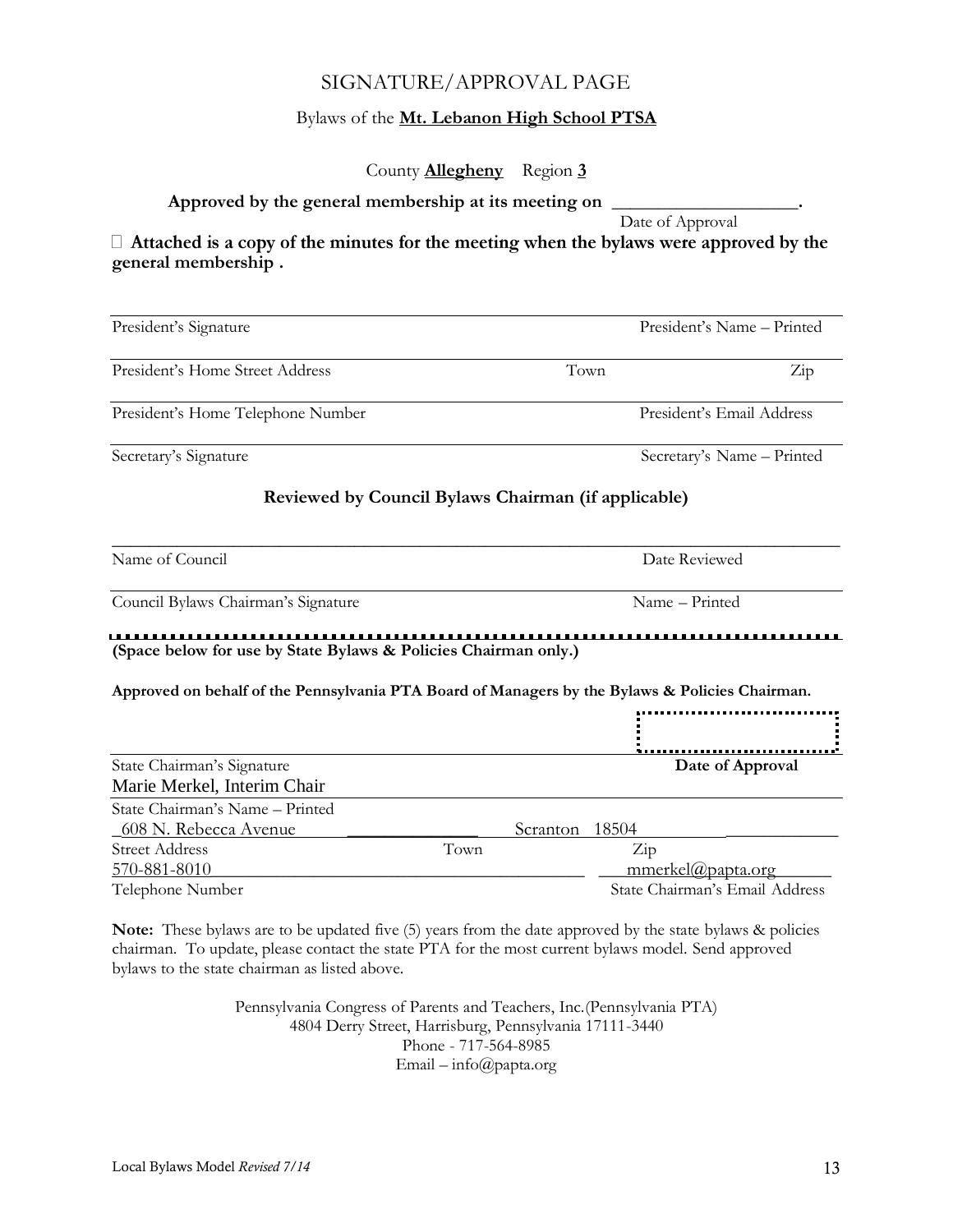# SIGNATURE/APPROVAL PAGE

Bylaws of the **Mt. Lebanon High School PTSA**

County **Allegheny** Region **3**

**Approved by the general membership at its meeting on ____________________.**
Date of Approval

☐ **Attached is a copy of the minutes for the meeting when the bylaws were approved by the general membership .**

| | | |
|---|---|---|
| President's Signature | | President's Name – Printed |
| President's Home Street Address | Town | Zip |
| President's Home Telephone Number | | President's Email Address |
| Secretary's Signature | | Secretary's Name – Printed |

**Reviewed by Council Bylaws Chairman (if applicable)**

| | |
|---|---|
| Name of Council | Date Reviewed |
| Council Bylaws Chairman's Signature | Name – Printed |

**(Space below for use by State Bylaws & Policies Chairman only.)**

**Approved on behalf of the Pennsylvania PTA Board of Managers by the Bylaws & Policies Chairman.**

| | | |
|---|---|---|
| State Chairman's Signature | | **Date of Approval** |
| Marie Merkel, Interim Chair | | |
| State Chairman's Name – Printed | | |
| 608 N. Rebecca Avenue | Scranton | 18504 |
| Street Address | Town | Zip |
| 570-881-8010 | | mmerkel@papta.org |
| Telephone Number | | State Chairman's Email Address |

**Note:** These bylaws are to be updated five (5) years from the date approved by the state bylaws & policies chairman. To update, please contact the state PTA for the most current bylaws model. Send approved bylaws to the state chairman as listed above.

Pennsylvania Congress of Parents and Teachers, Inc.(Pennsylvania PTA)
4804 Derry Street, Harrisburg, Pennsylvania 17111-3440
Phone - 717-564-8985
Email – info@papta.org

Local Bylaws Model *Revised 7/14*